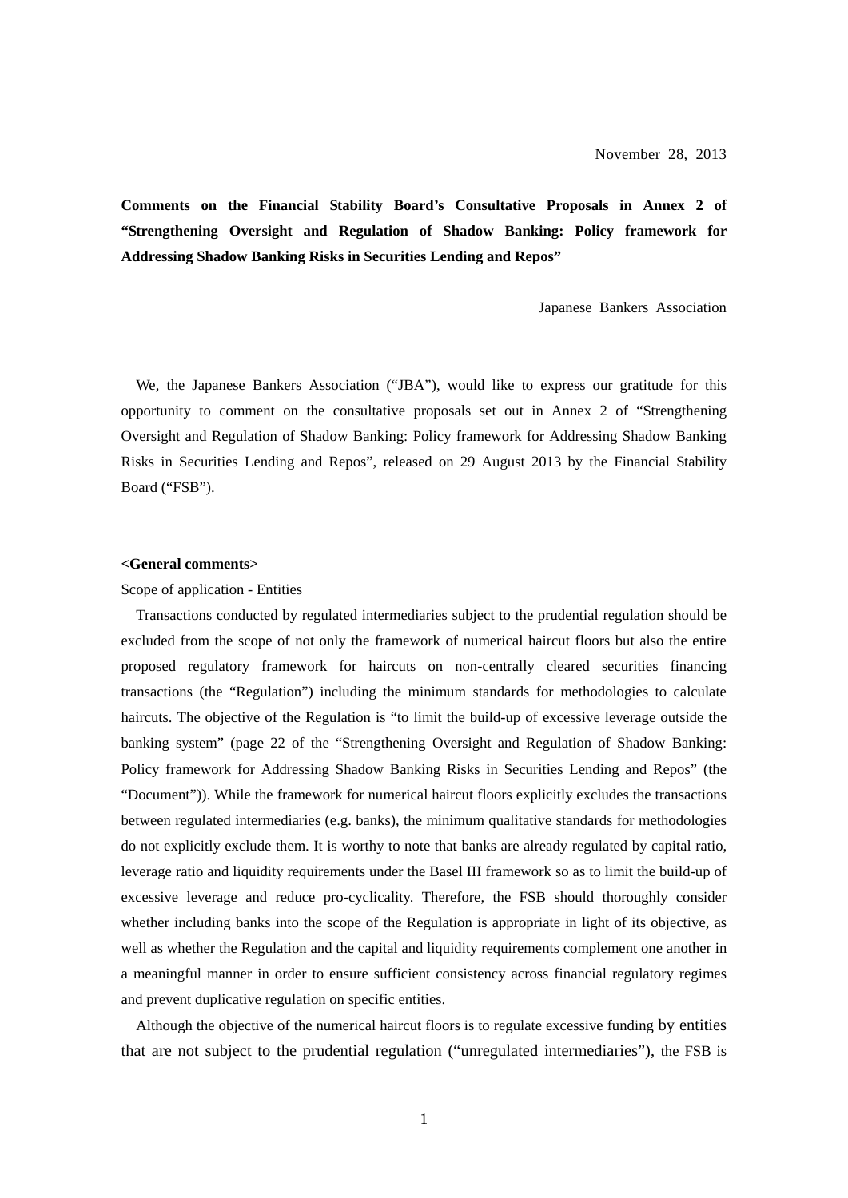November 28, 2013

**Comments on the Financial Stability Board's Consultative Proposals in Annex 2 of "Strengthening Oversight and Regulation of Shadow Banking: Policy framework for Addressing Shadow Banking Risks in Securities Lending and Repos"**

Japanese Bankers Association

We, the Japanese Bankers Association ("JBA"), would like to express our gratitude for this opportunity to comment on the consultative proposals set out in Annex 2 of "Strengthening Oversight and Regulation of Shadow Banking: Policy framework for Addressing Shadow Banking Risks in Securities Lending and Repos", released on 29 August 2013 by the Financial Stability Board ("FSB").

**<General comments>**

Scope of application - Entities

Transactions conducted by regulated intermediaries subject to the prudential regulation should be excluded from the scope of not only the framework of numerical haircut floors but also the entire proposed regulatory framework for haircuts on non-centrally cleared securities financing transactions (the "Regulation") including the minimum standards for methodologies to calculate haircuts. The objective of the Regulation is "to limit the build-up of excessive leverage outside the banking system" (page 22 of the "Strengthening Oversight and Regulation of Shadow Banking: Policy framework for Addressing Shadow Banking Risks in Securities Lending and Repos" (the "Document")). While the framework for numerical haircut floors explicitly excludes the transactions between regulated intermediaries (e.g. banks), the minimum qualitative standards for methodologies do not explicitly exclude them. It is worthy to note that banks are already regulated by capital ratio, leverage ratio and liquidity requirements under the Basel III framework so as to limit the build-up of excessive leverage and reduce pro-cyclicality. Therefore, the FSB should thoroughly consider whether including banks into the scope of the Regulation is appropriate in light of its objective, as well as whether the Regulation and the capital and liquidity requirements complement one another in a meaningful manner in order to ensure sufficient consistency across financial regulatory regimes and prevent duplicative regulation on specific entities.

Although the objective of the numerical haircut floors is to regulate excessive funding by entities that are not subject to the prudential regulation ("unregulated intermediaries"), the FSB is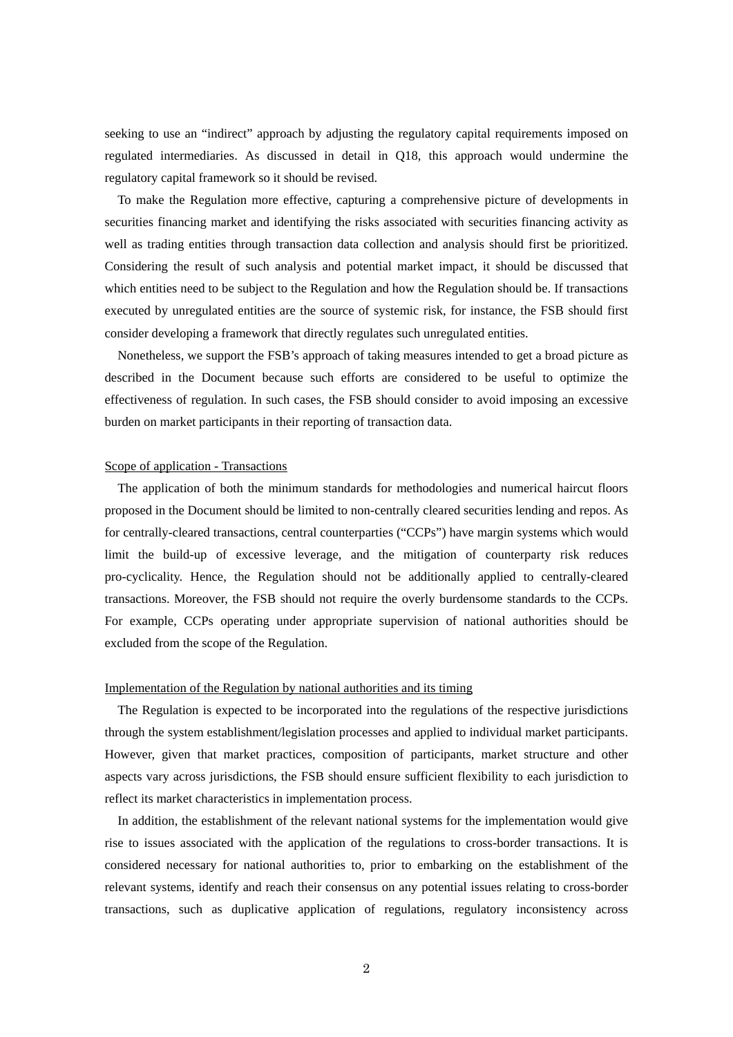seeking to use an "indirect" approach by adjusting the regulatory capital requirements imposed on regulated intermediaries. As discussed in detail in Q18, this approach would undermine the regulatory capital framework so it should be revised.

To make the Regulation more effective, capturing a comprehensive picture of developments in securities financing market and identifying the risks associated with securities financing activity as well as trading entities through transaction data collection and analysis should first be prioritized. Considering the result of such analysis and potential market impact, it should be discussed that which entities need to be subject to the Regulation and how the Regulation should be. If transactions executed by unregulated entities are the source of systemic risk, for instance, the FSB should first consider developing a framework that directly regulates such unregulated entities.

Nonetheless, we support the FSB's approach of taking measures intended to get a broad picture as described in the Document because such efforts are considered to be useful to optimize the effectiveness of regulation. In such cases, the FSB should consider to avoid imposing an excessive burden on market participants in their reporting of transaction data.

<u>Scope of application - Transactions</u>

The application of both the minimum standards for methodologies and numerical haircut floors proposed in the Document should be limited to non-centrally cleared securities lending and repos. As for centrally-cleared transactions, central counterparties ("CCPs") have margin systems which would limit the build-up of excessive leverage, and the mitigation of counterparty risk reduces pro-cyclicality. Hence, the Regulation should not be additionally applied to centrally-cleared transactions. Moreover, the FSB should not require the overly burdensome standards to the CCPs. For example, CCPs operating under appropriate supervision of national authorities should be excluded from the scope of the Regulation.

<u>Implementation of the Regulation by national authorities and its timing</u>

The Regulation is expected to be incorporated into the regulations of the respective jurisdictions through the system establishment/legislation processes and applied to individual market participants. However, given that market practices, composition of participants, market structure and other aspects vary across jurisdictions, the FSB should ensure sufficient flexibility to each jurisdiction to reflect its market characteristics in implementation process.

In addition, the establishment of the relevant national systems for the implementation would give rise to issues associated with the application of the regulations to cross-border transactions. It is considered necessary for national authorities to, prior to embarking on the establishment of the relevant systems, identify and reach their consensus on any potential issues relating to cross-border transactions, such as duplicative application of regulations, regulatory inconsistency across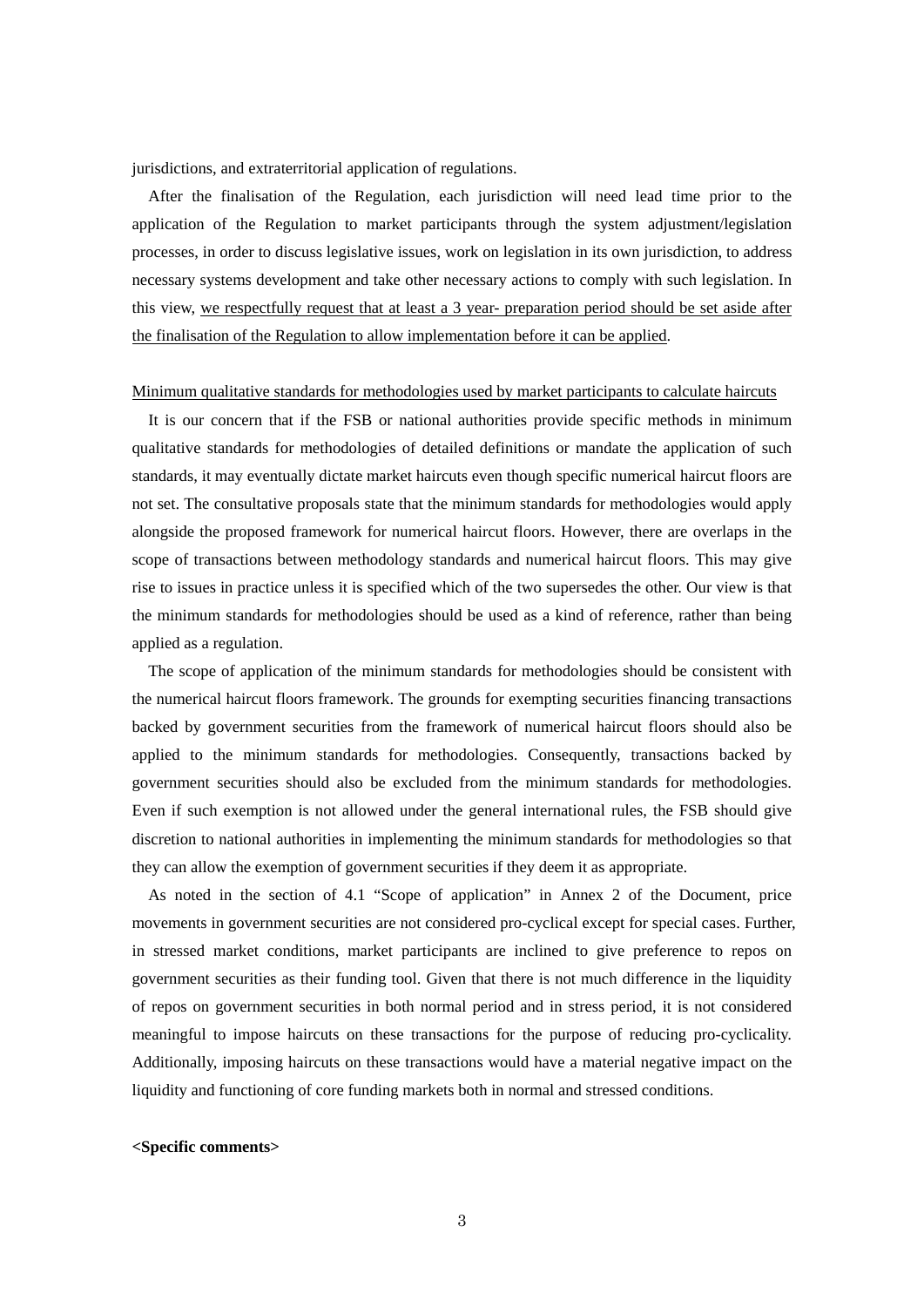jurisdictions, and extraterritorial application of regulations.

After the finalisation of the Regulation, each jurisdiction will need lead time prior to the application of the Regulation to market participants through the system adjustment/legislation processes, in order to discuss legislative issues, work on legislation in its own jurisdiction, to address necessary systems development and take other necessary actions to comply with such legislation. In this view, <u>we respectfully request that at least a 3 year- preparation period should be set aside after the finalisation of the Regulation to allow implementation before it can be applied</u>.

<u>Minimum qualitative standards for methodologies used by market participants to calculate haircuts</u>

It is our concern that if the FSB or national authorities provide specific methods in minimum qualitative standards for methodologies of detailed definitions or mandate the application of such standards, it may eventually dictate market haircuts even though specific numerical haircut floors are not set. The consultative proposals state that the minimum standards for methodologies would apply alongside the proposed framework for numerical haircut floors. However, there are overlaps in the scope of transactions between methodology standards and numerical haircut floors. This may give rise to issues in practice unless it is specified which of the two supersedes the other. Our view is that the minimum standards for methodologies should be used as a kind of reference, rather than being applied as a regulation.

The scope of application of the minimum standards for methodologies should be consistent with the numerical haircut floors framework. The grounds for exempting securities financing transactions backed by government securities from the framework of numerical haircut floors should also be applied to the minimum standards for methodologies. Consequently, transactions backed by government securities should also be excluded from the minimum standards for methodologies. Even if such exemption is not allowed under the general international rules, the FSB should give discretion to national authorities in implementing the minimum standards for methodologies so that they can allow the exemption of government securities if they deem it as appropriate.

As noted in the section of 4.1 "Scope of application" in Annex 2 of the Document, price movements in government securities are not considered pro-cyclical except for special cases. Further, in stressed market conditions, market participants are inclined to give preference to repos on government securities as their funding tool. Given that there is not much difference in the liquidity of repos on government securities in both normal period and in stress period, it is not considered meaningful to impose haircuts on these transactions for the purpose of reducing pro-cyclicality. Additionally, imposing haircuts on these transactions would have a material negative impact on the liquidity and functioning of core funding markets both in normal and stressed conditions.

**<Specific comments>**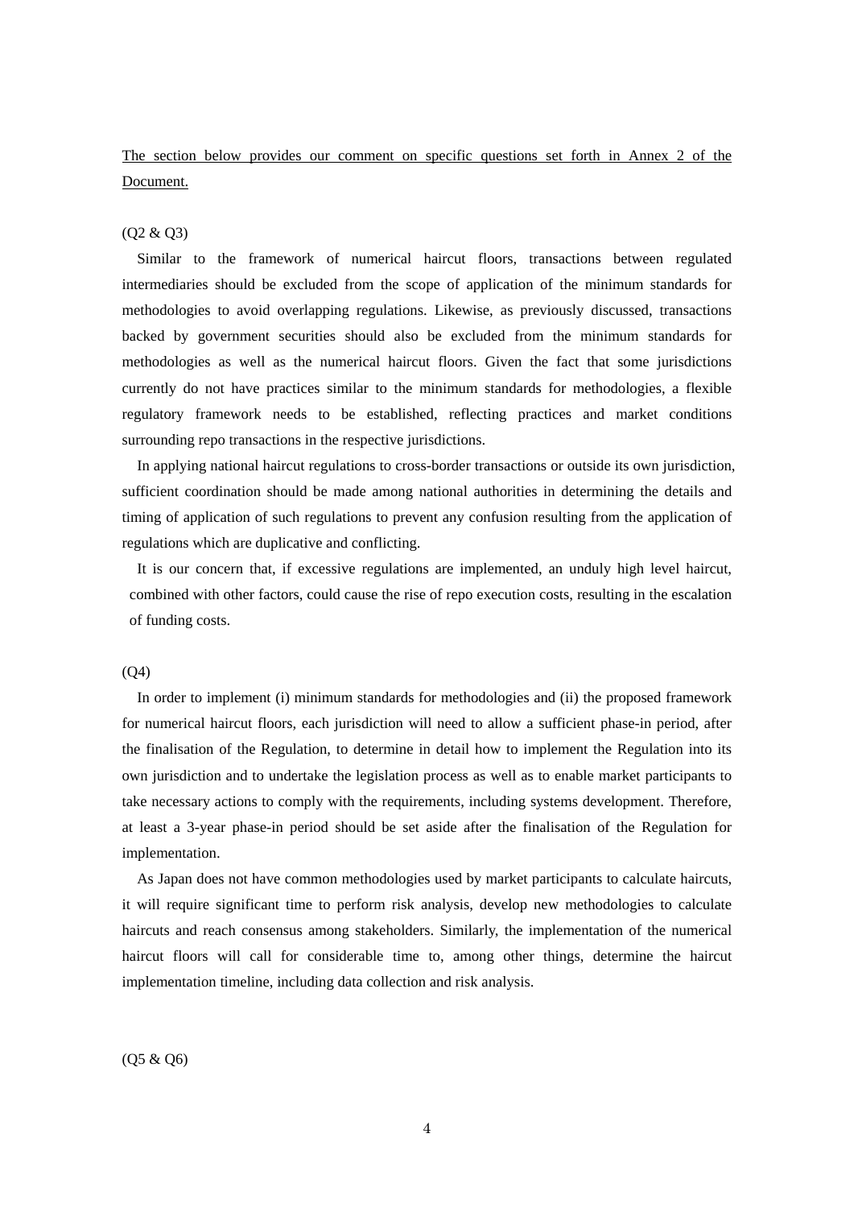<u>The section below provides our comment on specific questions set forth in Annex 2 of the Document.</u>

(Q2 & Q3)

Similar to the framework of numerical haircut floors, transactions between regulated intermediaries should be excluded from the scope of application of the minimum standards for methodologies to avoid overlapping regulations. Likewise, as previously discussed, transactions backed by government securities should also be excluded from the minimum standards for methodologies as well as the numerical haircut floors. Given the fact that some jurisdictions currently do not have practices similar to the minimum standards for methodologies, a flexible regulatory framework needs to be established, reflecting practices and market conditions surrounding repo transactions in the respective jurisdictions.

In applying national haircut regulations to cross-border transactions or outside its own jurisdiction, sufficient coordination should be made among national authorities in determining the details and timing of application of such regulations to prevent any confusion resulting from the application of regulations which are duplicative and conflicting.

It is our concern that, if excessive regulations are implemented, an unduly high level haircut, combined with other factors, could cause the rise of repo execution costs, resulting in the escalation of funding costs.

(Q4)

In order to implement (i) minimum standards for methodologies and (ii) the proposed framework for numerical haircut floors, each jurisdiction will need to allow a sufficient phase-in period, after the finalisation of the Regulation, to determine in detail how to implement the Regulation into its own jurisdiction and to undertake the legislation process as well as to enable market participants to take necessary actions to comply with the requirements, including systems development. Therefore, at least a 3-year phase-in period should be set aside after the finalisation of the Regulation for implementation.

As Japan does not have common methodologies used by market participants to calculate haircuts, it will require significant time to perform risk analysis, develop new methodologies to calculate haircuts and reach consensus among stakeholders. Similarly, the implementation of the numerical haircut floors will call for considerable time to, among other things, determine the haircut implementation timeline, including data collection and risk analysis.

(Q5 & Q6)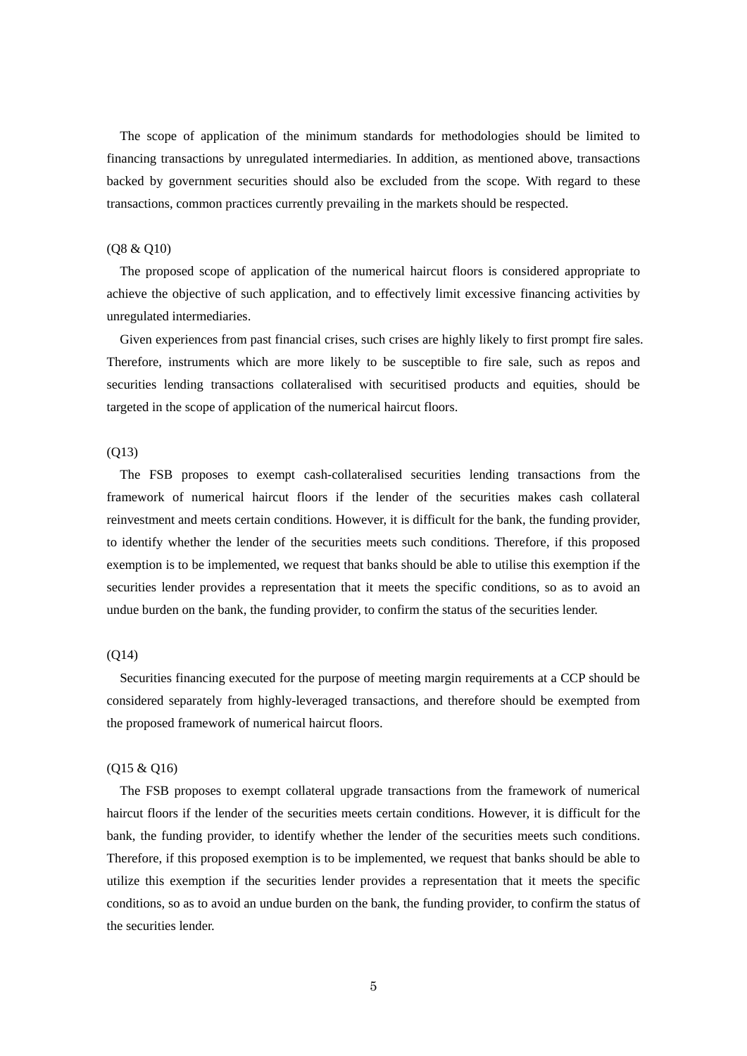The scope of application of the minimum standards for methodologies should be limited to financing transactions by unregulated intermediaries. In addition, as mentioned above, transactions backed by government securities should also be excluded from the scope. With regard to these transactions, common practices currently prevailing in the markets should be respected.

(Q8 & Q10)

The proposed scope of application of the numerical haircut floors is considered appropriate to achieve the objective of such application, and to effectively limit excessive financing activities by unregulated intermediaries.

Given experiences from past financial crises, such crises are highly likely to first prompt fire sales. Therefore, instruments which are more likely to be susceptible to fire sale, such as repos and securities lending transactions collateralised with securitised products and equities, should be targeted in the scope of application of the numerical haircut floors.

(Q13)

The FSB proposes to exempt cash-collateralised securities lending transactions from the framework of numerical haircut floors if the lender of the securities makes cash collateral reinvestment and meets certain conditions. However, it is difficult for the bank, the funding provider, to identify whether the lender of the securities meets such conditions. Therefore, if this proposed exemption is to be implemented, we request that banks should be able to utilise this exemption if the securities lender provides a representation that it meets the specific conditions, so as to avoid an undue burden on the bank, the funding provider, to confirm the status of the securities lender.

(Q14)

Securities financing executed for the purpose of meeting margin requirements at a CCP should be considered separately from highly-leveraged transactions, and therefore should be exempted from the proposed framework of numerical haircut floors.

(Q15 & Q16)

The FSB proposes to exempt collateral upgrade transactions from the framework of numerical haircut floors if the lender of the securities meets certain conditions. However, it is difficult for the bank, the funding provider, to identify whether the lender of the securities meets such conditions. Therefore, if this proposed exemption is to be implemented, we request that banks should be able to utilize this exemption if the securities lender provides a representation that it meets the specific conditions, so as to avoid an undue burden on the bank, the funding provider, to confirm the status of the securities lender.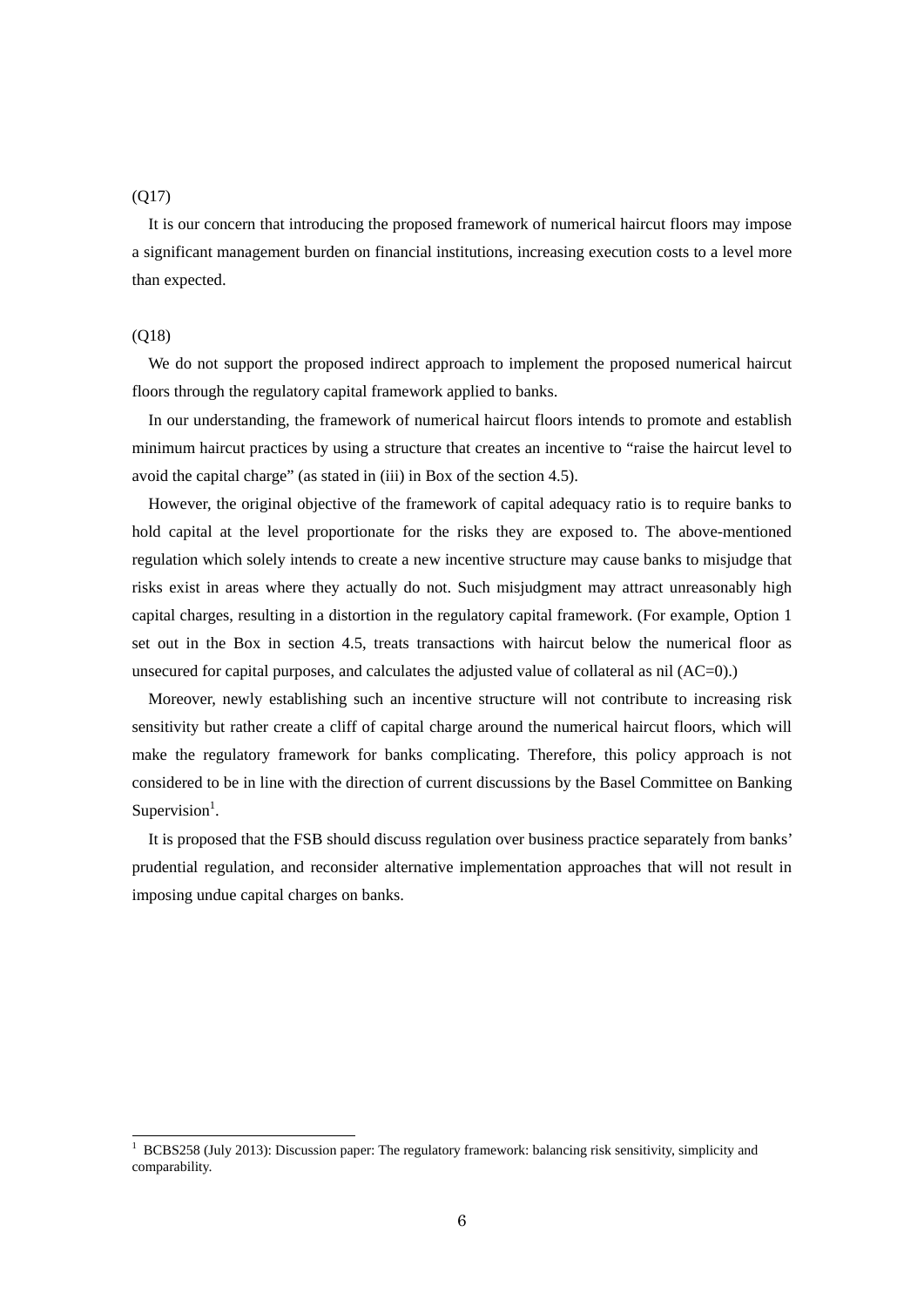(Q17)

It is our concern that introducing the proposed framework of numerical haircut floors may impose a significant management burden on financial institutions, increasing execution costs to a level more than expected.

(Q18)

We do not support the proposed indirect approach to implement the proposed numerical haircut floors through the regulatory capital framework applied to banks.

In our understanding, the framework of numerical haircut floors intends to promote and establish minimum haircut practices by using a structure that creates an incentive to "raise the haircut level to avoid the capital charge" (as stated in (iii) in Box of the section 4.5).

However, the original objective of the framework of capital adequacy ratio is to require banks to hold capital at the level proportionate for the risks they are exposed to. The above-mentioned regulation which solely intends to create a new incentive structure may cause banks to misjudge that risks exist in areas where they actually do not. Such misjudgment may attract unreasonably high capital charges, resulting in a distortion in the regulatory capital framework. (For example, Option 1 set out in the Box in section 4.5, treats transactions with haircut below the numerical floor as unsecured for capital purposes, and calculates the adjusted value of collateral as nil (AC=0).)

Moreover, newly establishing such an incentive structure will not contribute to increasing risk sensitivity but rather create a cliff of capital charge around the numerical haircut floors, which will make the regulatory framework for banks complicating. Therefore, this policy approach is not considered to be in line with the direction of current discussions by the Basel Committee on Banking Supervision[1].

It is proposed that the FSB should discuss regulation over business practice separately from banks' prudential regulation, and reconsider alternative implementation approaches that will not result in imposing undue capital charges on banks.

---

[1] BCBS258 (July 2013): Discussion paper: The regulatory framework: balancing risk sensitivity, simplicity and comparability.